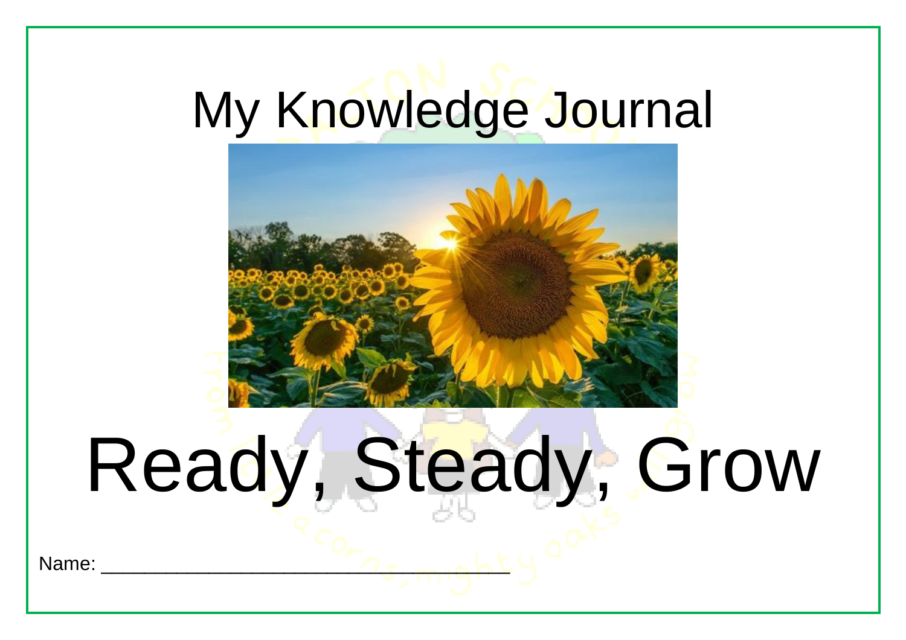# My Knowledge Journal

# Ready, Steady, Grow

Name: ___________________________________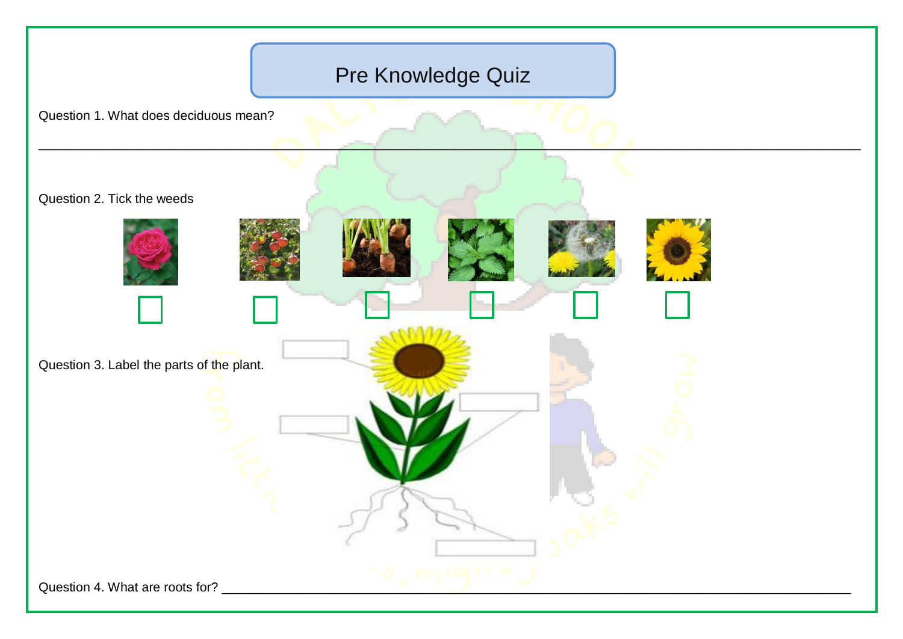# Pre Knowledge Quiz

Question 1. What does deciduous mean?

___________________________________________________________________________________________

Question 2. Tick the weeds

Question 3. Label the parts of the plant.

Question 4. What are roots for? ___________________________________________________________________________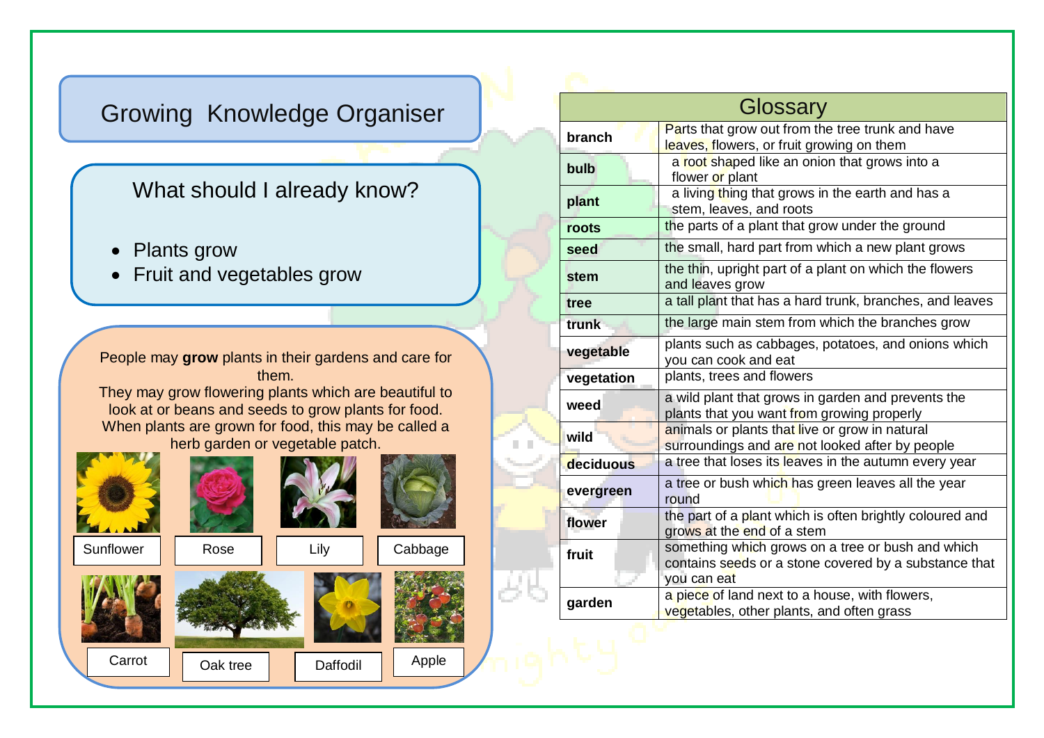# Growing Knowledge Organiser

## What should I already know?

- Plants grow
- Fruit and vegetables grow

People may **grow** plants in their gardens and care for them.
They may grow flowering plants which are beautiful to look at or beans and seeds to grow plants for food.
When plants are grown for food, this may be called a herb garden or vegetable patch.

Sunflower

Rose

Lily

Cabbage

Carrot

Oak tree

Daffodil

Apple

## Glossary

| Glossary | |
|---|---|
| **branch** | Parts that grow out from the tree trunk and have leaves, flowers, or fruit growing on them |
| **bulb** | a root shaped like an onion that grows into a flower or plant |
| **plant** | a living thing that grows in the earth and has a stem, leaves, and roots |
| **roots** | the parts of a plant that grow under the ground |
| **seed** | the small, hard part from which a new plant grows |
| **stem** | the thin, upright part of a plant on which the flowers and leaves grow |
| **tree** | a tall plant that has a hard trunk, branches, and leaves |
| **trunk** | the large main stem from which the branches grow |
| **vegetable** | plants such as cabbages, potatoes, and onions which you can cook and eat |
| **vegetation** | plants, trees and flowers |
| **weed** | a wild plant that grows in garden and prevents the plants that you want from growing properly |
| **wild** | animals or plants that live or grow in natural surroundings and are not looked after by people |
| **deciduous** | a tree that loses its leaves in the autumn every year |
| **evergreen** | a tree or bush which has green leaves all the year round |
| **flower** | the part of a plant which is often brightly coloured and grows at the end of a stem |
| **fruit** | something which grows on a tree or bush and which contains seeds or a stone covered by a substance that you can eat |
| **garden** | a piece of land next to a house, with flowers, vegetables, other plants, and often grass |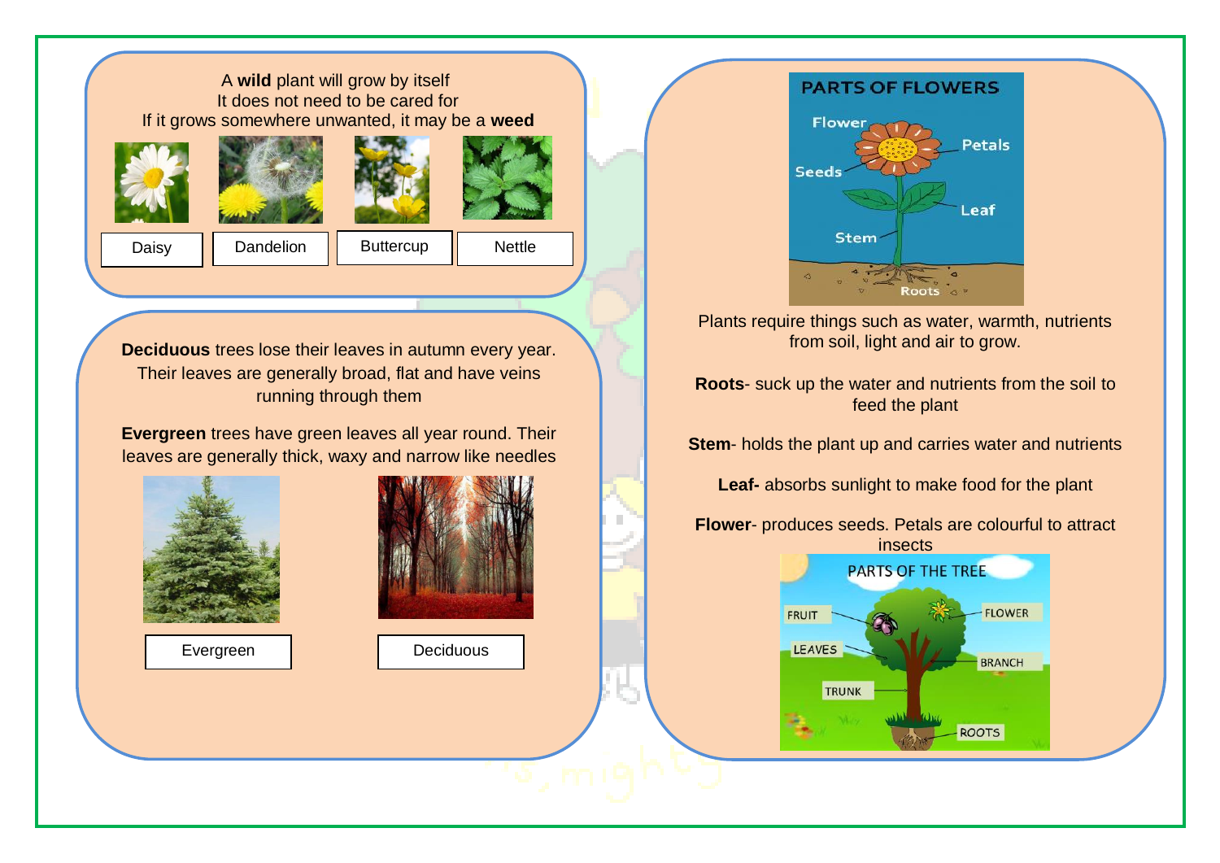A **wild** plant will grow by itself
It does not need to be cared for
If it grows somewhere unwanted, it may be a **weed**

Daisy

Dandelion

Buttercup

Nettle

**Deciduous** trees lose their leaves in autumn every year. Their leaves are generally broad, flat and have veins running through them

**Evergreen** trees have green leaves all year round. Their leaves are generally thick, waxy and narrow like needles

Evergreen

Deciduous

PARTS OF FLOWERS

Flower

Petals

Seeds

Leaf

Stem

Roots

Plants require things such as water, warmth, nutrients from soil, light and air to grow.

**Roots**- suck up the water and nutrients from the soil to feed the plant

**Stem**- holds the plant up and carries water and nutrients

**Leaf-** absorbs sunlight to make food for the plant

**Flower**- produces seeds. Petals are colourful to attract insects

PARTS OF THE TREE

FRUIT

FLOWER

LEAVES

BRANCH

TRUNK

ROOTS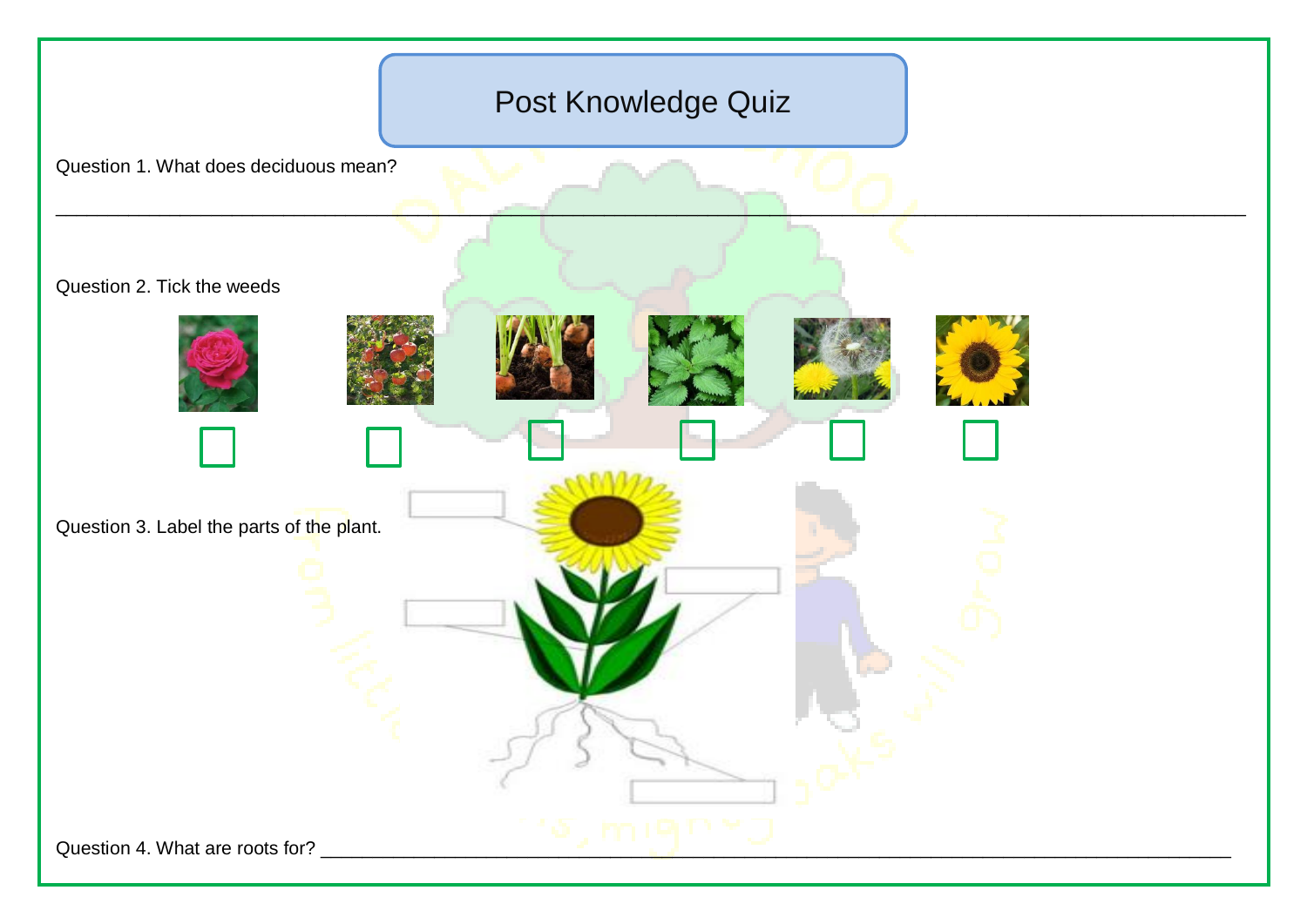# Post Knowledge Quiz

Question 1. What does deciduous mean?

______________________________________________________________________________________________

Question 2. Tick the weeds

☐ ☐ ☐ ☐ ☐ ☐

Question 3. Label the parts of the plant.

Question 4. What are roots for? ___________________________________________________________________________